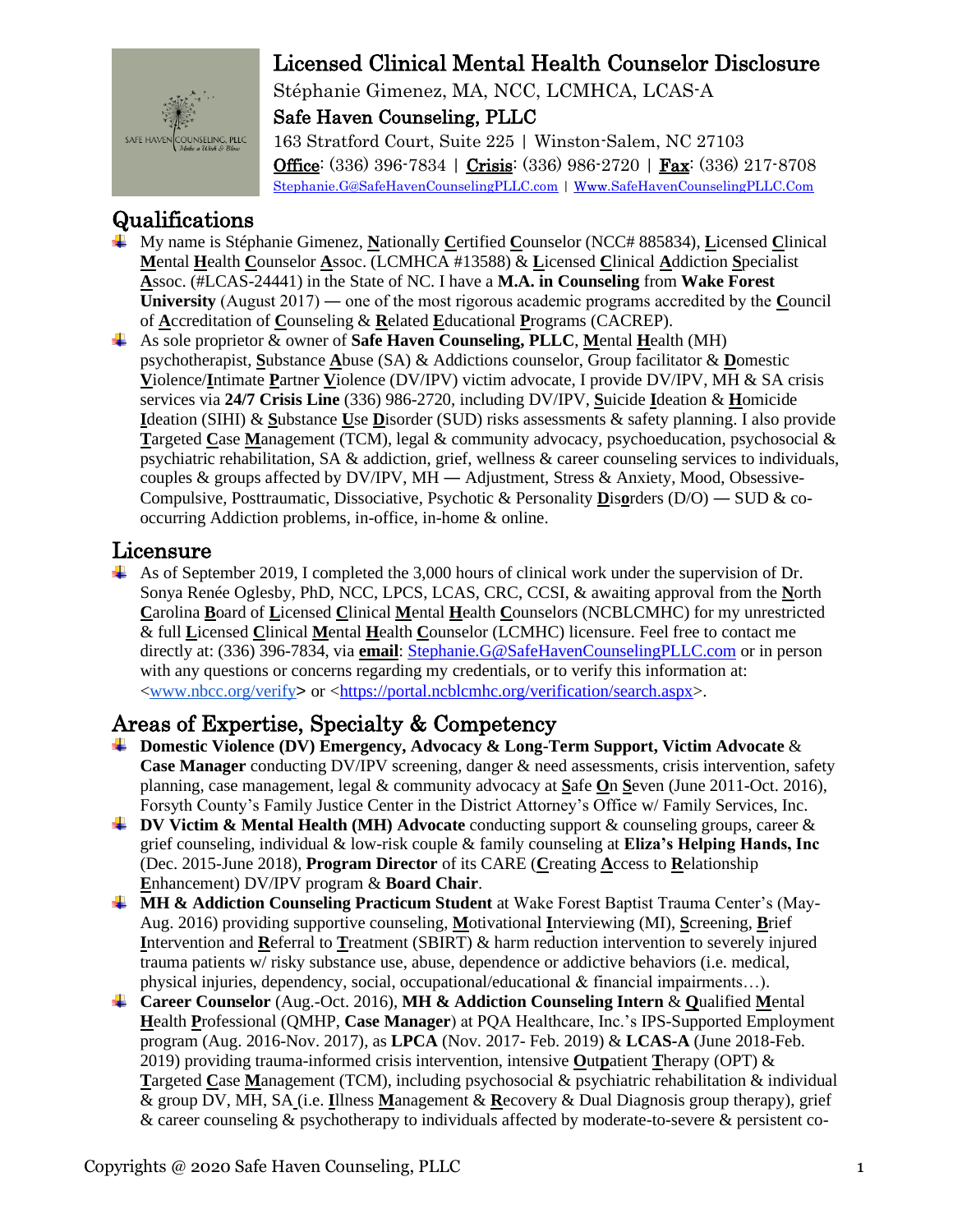# Licensed Clinical Mental Health Counselor Disclosure

Stéphanie Gimenez, MA, NCC, LCMHCA, LCAS-A

**Safe Haven Counseling, PLLC**

163 Stratford Court, Suite 225 | Winston-Salem, NC 27103

**Office**: (336) 396-7834 | **Crisis**: (336) 986-2720 | **Fax**: (336) 217-8708

Stephanie.G@SafeHavenCounselingPLLC.com | Www.SafeHavenCounselingPLLC.Com

## Qualifications

- My name is Stéphanie Gimenez, **N**ationally **C**ertified **C**ounselor (NCC# 885834), **L**icensed **C**linical **M**ental **H**ealth **C**ounselor **A**ssoc. (LCMHCA #13588) & **L**icensed **C**linical **A**ddiction **S**pecialist **A**ssoc. (#LCAS-24441) in the State of NC. I have a **M.A. in Counseling** from **Wake Forest University** (August 2017) — one of the most rigorous academic programs accredited by the **C**ouncil of **A**ccreditation of **C**ounseling & **R**elated **E**ducational **P**rograms (CACREP).
- As sole proprietor & owner of **Safe Haven Counseling, PLLC**, **M**ental **H**ealth (MH) psychotherapist, **S**ubstance **A**buse (SA) & Addictions counselor, Group facilitator & **D**omestic **V**iolence/**I**ntimate **P**artner **V**iolence (DV/IPV) victim advocate, I provide DV/IPV, MH & SA crisis services via **24/7 Crisis Line** (336) 986-2720, including DV/IPV, **S**uicide **I**deation & **H**omicide **I**deation (SIHI) & **S**ubstance **U**se **D**isorder (SUD) risks assessments & safety planning. I also provide **T**argeted **C**ase **M**anagement (TCM), legal & community advocacy, psychoeducation, psychosocial & psychiatric rehabilitation, SA & addiction, grief, wellness & career counseling services to individuals, couples & groups affected by DV/IPV, MH — Adjustment, Stress & Anxiety, Mood, Obsessive-Compulsive, Posttraumatic, Dissociative, Psychotic & Personality **D**is**o**rders (D/O) — SUD & co-occurring Addiction problems, in-office, in-home & online.

## Licensure

- As of September 2019, I completed the 3,000 hours of clinical work under the supervision of Dr. Sonya Renée Oglesby, PhD, NCC, LPCS, LCAS, CRC, CCSI, & awaiting approval from the **N**orth **C**arolina **B**oard of **L**icensed **C**linical **M**ental **H**ealth **C**ounselors (NCBLCMHC) for my unrestricted & full **L**icensed **C**linical **M**ental **H**ealth **C**ounselor (LCMHC) licensure. Feel free to contact me directly at: (336) 396-7834, via **email**: Stephanie.G@SafeHavenCounselingPLLC.com or in person with any questions or concerns regarding my credentials, or to verify this information at: <www.nbcc.org/verify> or <https://portal.ncblcmhc.org/verification/search.aspx>.

## Areas of Expertise, Specialty & Competency

- **Domestic Violence (DV) Emergency, Advocacy & Long-Term Support, Victim Advocate** & **Case Manager** conducting DV/IPV screening, danger & need assessments, crisis intervention, safety planning, case management, legal & community advocacy at **S**afe **O**n **S**even (June 2011-Oct. 2016), Forsyth County's Family Justice Center in the District Attorney's Office w/ Family Services, Inc.
- **DV Victim & Mental Health (MH) Advocate** conducting support & counseling groups, career & grief counseling, individual & low-risk couple & family counseling at **Eliza's Helping Hands, Inc** (Dec. 2015-June 2018), **Program Director** of its CARE (**C**reating **A**ccess to **R**elationship **E**nhancement) DV/IPV program & **Board Chair**.
- **MH & Addiction Counseling Practicum Student** at Wake Forest Baptist Trauma Center's (May-Aug. 2016) providing supportive counseling, **M**otivational **I**nterviewing (MI), **S**creening, **B**rief **I**ntervention and **R**eferral to **T**reatment (SBIRT) & harm reduction intervention to severely injured trauma patients w/ risky substance use, abuse, dependence or addictive behaviors (i.e. medical, physical injuries, dependency, social, occupational/educational & financial impairments…).
- **Career Counselor** (Aug.-Oct. 2016), **MH & Addiction Counseling Intern** & **Q**ualified **M**ental **H**ealth **P**rofessional (QMHP, **Case Manager**) at PQA Healthcare, Inc.'s IPS-Supported Employment program (Aug. 2016-Nov. 2017), as **LPCA** (Nov. 2017- Feb. 2019) & **LCAS-A** (June 2018-Feb. 2019) providing trauma-informed crisis intervention, intensive **O**ut**p**atient **T**herapy (OPT) & **T**argeted **C**ase **M**anagement (TCM), including psychosocial & psychiatric rehabilitation & individual & group DV, MH, SA (i.e. **I**llness **M**anagement & **R**ecovery & Dual Diagnosis group therapy), grief & career counseling & psychotherapy to individuals affected by moderate-to-severe & persistent co-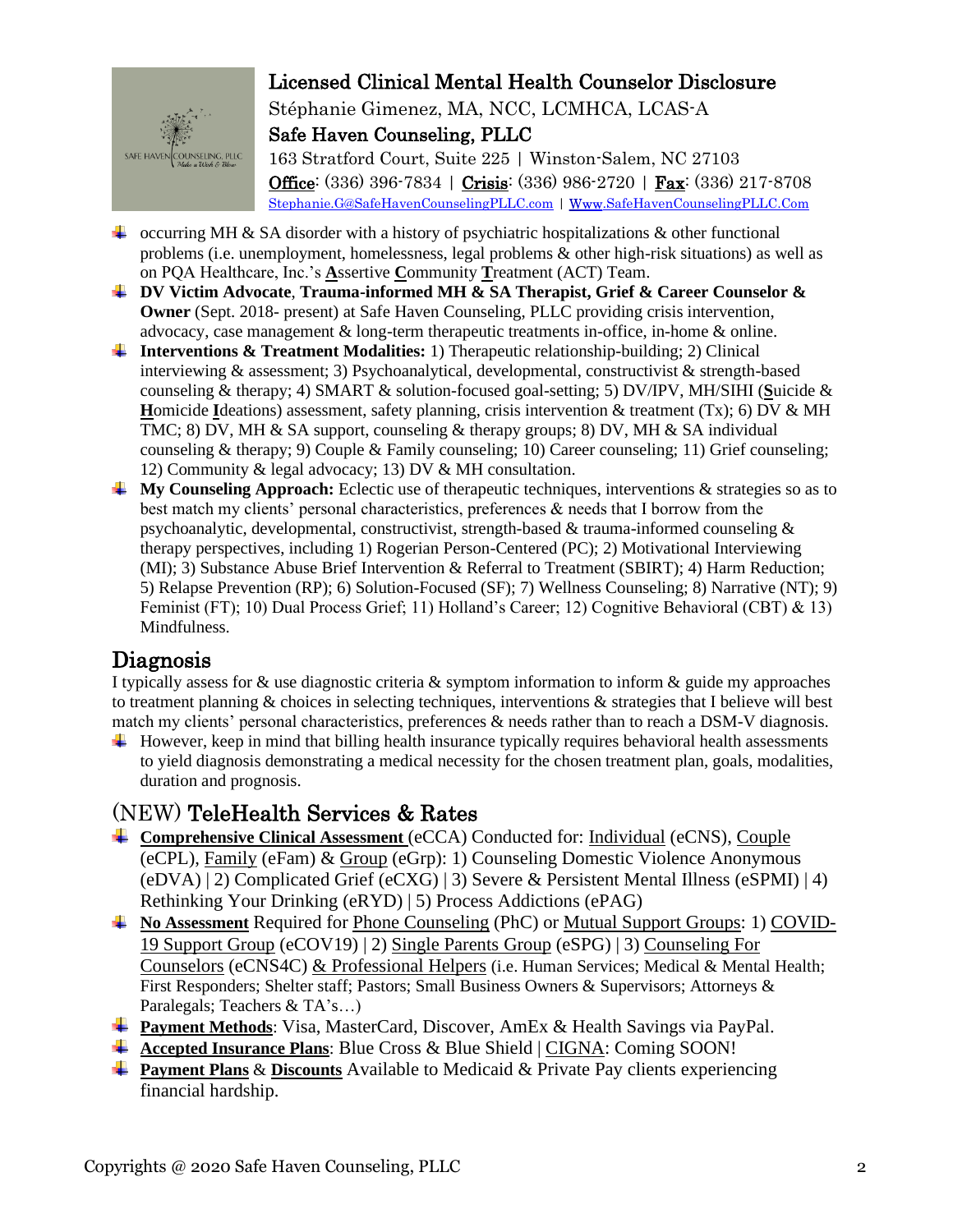- occurring MH & SA disorder with a history of psychiatric hospitalizations & other functional problems (i.e. unemployment, homelessness, legal problems & other high-risk situations) as well as on PQA Healthcare, Inc.'s **A**ssertive **C**ommunity **T**reatment (ACT) Team.
- **DV Victim Advocate**, **Trauma-informed MH & SA Therapist, Grief & Career Counselor & Owner** (Sept. 2018- present) at Safe Haven Counseling, PLLC providing crisis intervention, advocacy, case management & long-term therapeutic treatments in-office, in-home & online.
- **Interventions & Treatment Modalities:** 1) Therapeutic relationship-building; 2) Clinical interviewing & assessment; 3) Psychoanalytical, developmental, constructivist & strength-based counseling & therapy; 4) SMART & solution-focused goal-setting; 5) DV/IPV, MH/SIHI (**S**uicide & **H**omicide **I**deations) assessment, safety planning, crisis intervention & treatment (Tx); 6) DV & MH TMC; 8) DV, MH & SA support, counseling & therapy groups; 8) DV, MH & SA individual counseling & therapy; 9) Couple & Family counseling; 10) Career counseling; 11) Grief counseling; 12) Community & legal advocacy; 13) DV & MH consultation.
- **My Counseling Approach:** Eclectic use of therapeutic techniques, interventions & strategies so as to best match my clients' personal characteristics, preferences & needs that I borrow from the psychoanalytic, developmental, constructivist, strength-based & trauma-informed counseling & therapy perspectives, including 1) Rogerian Person-Centered (PC); 2) Motivational Interviewing (MI); 3) Substance Abuse Brief Intervention & Referral to Treatment (SBIRT); 4) Harm Reduction; 5) Relapse Prevention (RP); 6) Solution-Focused (SF); 7) Wellness Counseling; 8) Narrative (NT); 9) Feminist (FT); 10) Dual Process Grief; 11) Holland's Career; 12) Cognitive Behavioral (CBT) & 13) Mindfulness.

## Diagnosis

I typically assess for & use diagnostic criteria & symptom information to inform & guide my approaches to treatment planning & choices in selecting techniques, interventions & strategies that I believe will best match my clients' personal characteristics, preferences & needs rather than to reach a DSM-V diagnosis.

- However, keep in mind that billing health insurance typically requires behavioral health assessments to yield diagnosis demonstrating a medical necessity for the chosen treatment plan, goals, modalities, duration and prognosis.

## (NEW) TeleHealth Services & Rates

- **Comprehensive Clinical Assessment** (eCCA) Conducted for: Individual (eCNS), Couple (eCPL), Family (eFam) & Group (eGrp): 1) Counseling Domestic Violence Anonymous (eDVA) | 2) Complicated Grief (eCXG) | 3) Severe & Persistent Mental Illness (eSPMI) | 4) Rethinking Your Drinking (eRYD) | 5) Process Addictions (ePAG)
- **No Assessment** Required for Phone Counseling (PhC) or Mutual Support Groups: 1) COVID-19 Support Group (eCOV19) | 2) Single Parents Group (eSPG) | 3) Counseling For Counselors (eCNS4C) & Professional Helpers (i.e. Human Services; Medical & Mental Health; First Responders; Shelter staff; Pastors; Small Business Owners & Supervisors; Attorneys & Paralegals; Teachers & TA's…)
- **Payment Methods**: Visa, MasterCard, Discover, AmEx & Health Savings via PayPal.
- **Accepted Insurance Plans**: Blue Cross & Blue Shield | CIGNA: Coming SOON!
- **Payment Plans** & **Discounts** Available to Medicaid & Private Pay clients experiencing financial hardship.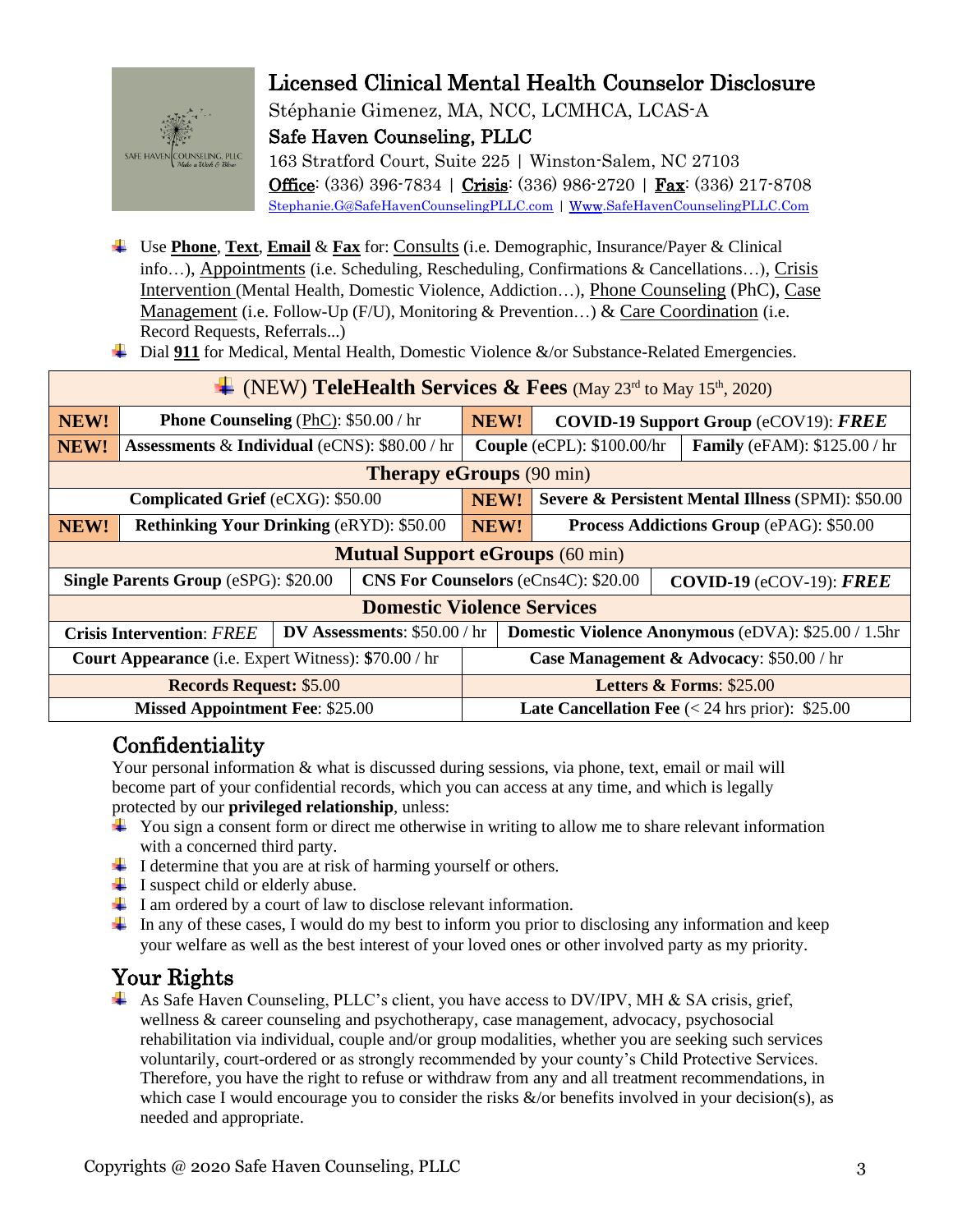# Licensed Clinical Mental Health Counselor Disclosure

Stéphanie Gimenez, MA, NCC, LCMHCA, LCAS-A

Safe Haven Counseling, PLLC

163 Stratford Court, Suite 225 | Winston-Salem, NC 27103

Office: (336) 396-7834 | Crisis: (336) 986-2720 | Fax: (336) 217-8708

Stephanie.G@SafeHavenCounselingPLLC.com | Www.SafeHavenCounselingPLLC.Com

- Use **Phone**, **Text**, **Email** & **Fax** for: Consults (i.e. Demographic, Insurance/Payer & Clinical info…), Appointments (i.e. Scheduling, Rescheduling, Confirmations & Cancellations…), Crisis Intervention (Mental Health, Domestic Violence, Addiction…), Phone Counseling (PhC), Case Management (i.e. Follow-Up (F/U), Monitoring & Prevention…) & Care Coordination (i.e. Record Requests, Referrals...)
- Dial **911** for Medical, Mental Health, Domestic Violence &/or Substance-Related Emergencies.

| (NEW) **TeleHealth Services & Fees** (May 23rd to May 15th, 2020) | | | | |
|---|---|---|---|---|
| **NEW!** | **Phone Counseling** (PhC): $50.00 / hr | **NEW!** | **COVID-19 Support Group** (eCOV19): ***FREE*** | |
| **NEW!** | **Assessments** & **Individual** (eCNS): $80.00 / hr | **Couple** (eCPL): $100.00/hr | | **Family** (eFAM): $125.00 / hr |
| **Therapy eGroups** (90 min) | | | | |
| **Complicated Grief** (eCXG): $50.00 | | **NEW!** | **Severe & Persistent Mental Illness** (SPMI): $50.00 | |
| **NEW!** | **Rethinking Your Drinking** (eRYD): $50.00 | **NEW!** | **Process Addictions Group** (ePAG): $50.00 | |
| **Mutual Support eGroups** (60 min) | | | | |
| **Single Parents Group** (eSPG): $20.00 | | **CNS For Counselors** (eCns4C): $20.00 | | **COVID-19** (eCOV-19): ***FREE*** |
| **Domestic Violence Services** | | | | |
| **Crisis Intervention**: *FREE* | **DV Assessments**: $50.00 / hr | **Domestic Violence Anonymous** (eDVA): $25.00 / 1.5hr | | |
| **Court Appearance** (i.e. Expert Witness): $70.00 / hr | | **Case Management & Advocacy**: $50.00 / hr | | |
| **Records Request:** $5.00 | | **Letters & Forms**: $25.00 | | |
| **Missed Appointment Fee**: $25.00 | | **Late Cancellation Fee** (< 24 hrs prior): $25.00 | | |

## Confidentiality

Your personal information & what is discussed during sessions, via phone, text, email or mail will become part of your confidential records, which you can access at any time, and which is legally protected by our **privileged relationship**, unless:

- You sign a consent form or direct me otherwise in writing to allow me to share relevant information with a concerned third party.
- I determine that you are at risk of harming yourself or others.
- I suspect child or elderly abuse.
- I am ordered by a court of law to disclose relevant information.
- In any of these cases, I would do my best to inform you prior to disclosing any information and keep your welfare as well as the best interest of your loved ones or other involved party as my priority.

## Your Rights

- As Safe Haven Counseling, PLLC's client, you have access to DV/IPV, MH & SA crisis, grief, wellness & career counseling and psychotherapy, case management, advocacy, psychosocial rehabilitation via individual, couple and/or group modalities, whether you are seeking such services voluntarily, court-ordered or as strongly recommended by your county's Child Protective Services. Therefore, you have the right to refuse or withdraw from any and all treatment recommendations, in which case I would encourage you to consider the risks &/or benefits involved in your decision(s), as needed and appropriate.

Copyrights @ 2020 Safe Haven Counseling, PLLC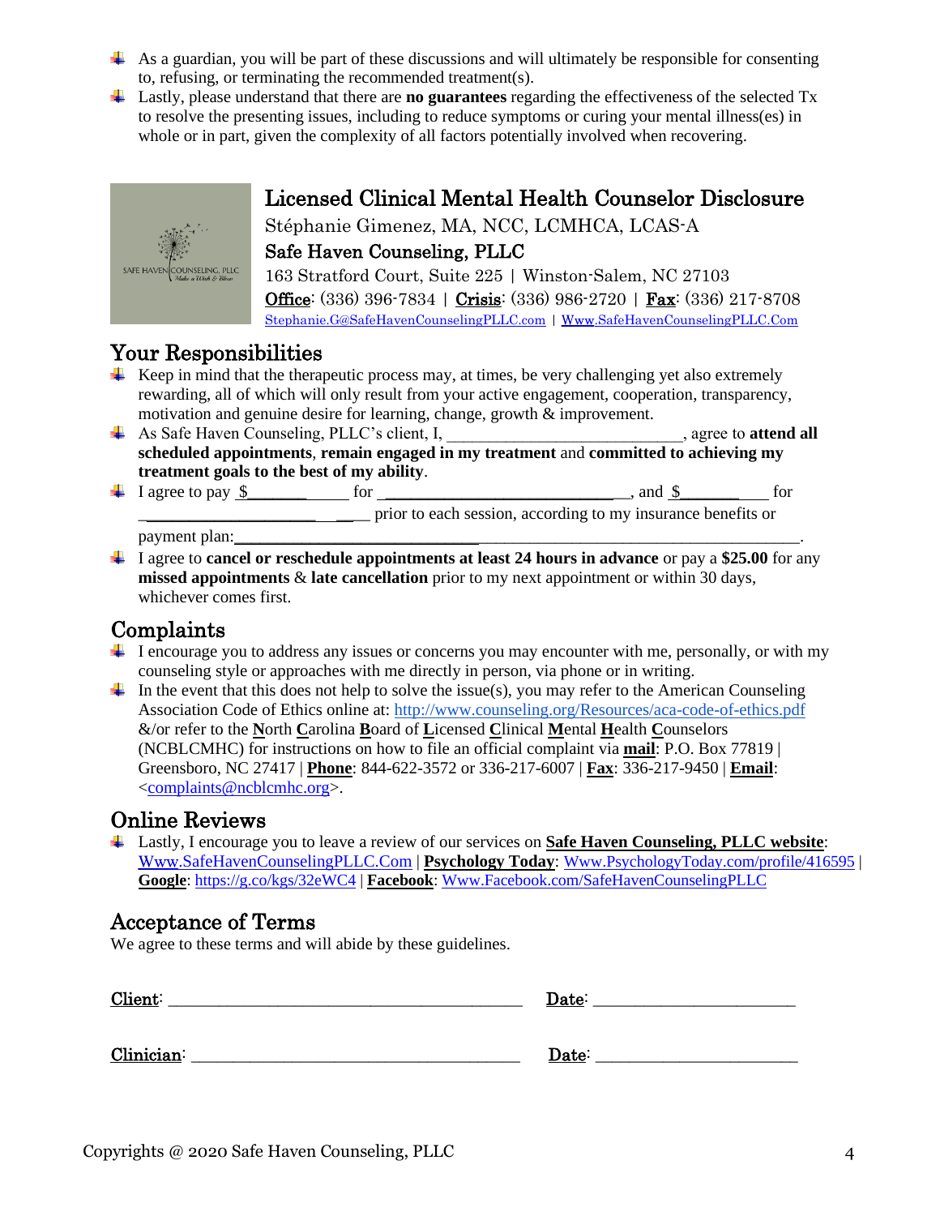- As a guardian, you will be part of these discussions and will ultimately be responsible for consenting to, refusing, or terminating the recommended treatment(s).
- Lastly, please understand that there are **no guarantees** regarding the effectiveness of the selected Tx to resolve the presenting issues, including to reduce symptoms or curing your mental illness(es) in whole or in part, given the complexity of all factors potentially involved when recovering.

## Licensed Clinical Mental Health Counselor Disclosure

Stéphanie Gimenez, MA, NCC, LCMHCA, LCAS-A

Safe Haven Counseling, PLLC

163 Stratford Court, Suite 225 | Winston-Salem, NC 27103

<u>Office</u>: (336) 396-7834 | <u>Crisis</u>: (336) 986-2720 | <u>Fax</u>: (336) 217-8708

Stephanie.G@SafeHavenCounselingPLLC.com | Www.SafeHavenCounselingPLLC.Com

## Your Responsibilities

- Keep in mind that the therapeutic process may, at times, be very challenging yet also extremely rewarding, all of which will only result from your active engagement, cooperation, transparency, motivation and genuine desire for learning, change, growth & improvement.
- As Safe Haven Counseling, PLLC's client, I, ___________________________, agree to **attend all scheduled appointments**, **remain engaged in my treatment** and **committed to achieving my treatment goals to the best of my ability**.
- I agree to pay $____________ for ____________________________, and $____________ for ____________________________ prior to each session, according to my insurance benefits or payment plan:______________________________________________________________________.
- I agree to **cancel or reschedule appointments at least 24 hours in advance** or pay a **$25.00** for any **missed appointments** & **late cancellation** prior to my next appointment or within 30 days, whichever comes first.

## Complaints

- I encourage you to address any issues or concerns you may encounter with me, personally, or with my counseling style or approaches with me directly in person, via phone or in writing.
- In the event that this does not help to solve the issue(s), you may refer to the American Counseling Association Code of Ethics online at: http://www.counseling.org/Resources/aca-code-of-ethics.pdf &/or refer to the **N**orth **C**arolina **B**oard of **L**icensed **C**linical **M**ental **H**ealth **C**ounselors (NCBLCMHC) for instructions on how to file an official complaint via **<u>mail</u>**: P.O. Box 77819 | Greensboro, NC 27417 | **<u>Phone</u>**: 844-622-3572 or 336-217-6007 | **<u>Fax</u>**: 336-217-9450 | **<u>Email</u>**: <complaints@ncblcmhc.org>.

## Online Reviews

- Lastly, I encourage you to leave a review of our services on **<u>Safe Haven Counseling, PLLC website</u>**: Www.SafeHavenCounselingPLLC.Com | **<u>Psychology Today</u>**: Www.PsychologyToday.com/profile/416595 | **<u>Google</u>**: https://g.co/kgs/32eWC4 | **<u>Facebook</u>**: Www.Facebook.com/SafeHavenCounselingPLLC

## Acceptance of Terms

We agree to these terms and will abide by these guidelines.

<u>Client</u>: ________________________________________ <u>Date</u>: ______________________

<u>Clinician</u>: _____________________________________ <u>Date</u>: ______________________

Copyrights @ 2020 Safe Haven Counseling, PLLC